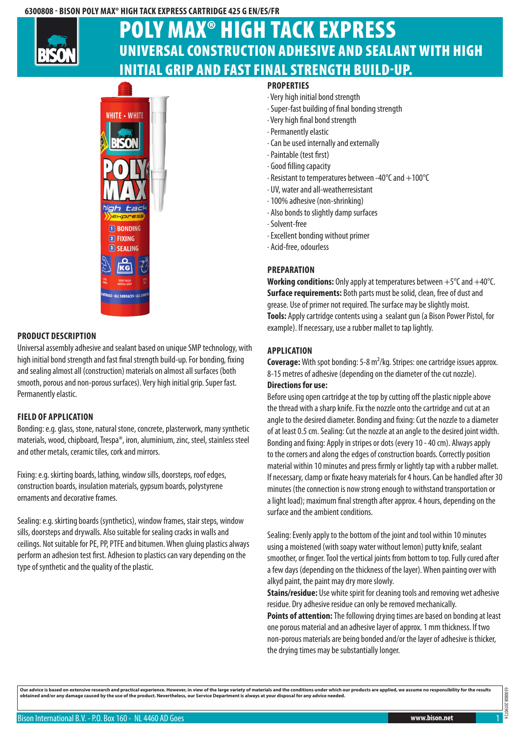6300808 - BISON POLY MAX® HIGH TACK EXPRESS CARTRIDGE 425 G EN/ES/FR

# POLY MAX® HIGH TACK EXPRESS

## UNIVERSAL CONSTRUCTION ADHESIVE AND SEALANT WITH HIGH INITIAL GRIP AND FAST FINAL STRENGTH BUILD-UP.

### PRODUCT DESCRIPTION

Universal assembly adhesive and sealant based on unique SMP technology, with high initial bond strength and fast final strength build-up. For bonding, fixing and sealing almost all (construction) materials on almost all surfaces (both smooth, porous and non-porous surfaces). Very high initial grip. Super fast. Permanently elastic.

### FIELD OF APPLICATION

Bonding: e.g. glass, stone, natural stone, concrete, plasterwork, many synthetic materials, wood, chipboard, Trespa®, iron, aluminium, zinc, steel, stainless steel and other metals, ceramic tiles, cork and mirrors.

Fixing: e.g. skirting boards, lathing, window sills, doorsteps, roof edges, construction boards, insulation materials, gypsum boards, polystyrene ornaments and decorative frames.

Sealing: e.g. skirting boards (synthetics), window frames, stair steps, window sills, doorsteps and drywalls. Also suitable for sealing cracks in walls and ceilings. Not suitable for PE, PP, PTFE and bitumen. When gluing plastics always perform an adhesion test first. Adhesion to plastics can vary depending on the type of synthetic and the quality of the plastic.

### PROPERTIES

- Very high initial bond strength
- Super-fast building of final bonding strength
- Very high final bond strength
- Permanently elastic
- Can be used internally and externally
- Paintable (test first)
- Good filling capacity
- Resistant to temperatures between -40°C and +100°C
- UV, water and all-weatherresistant
- 100% adhesive (non-shrinking)
- Also bonds to slightly damp surfaces
- Solvent-free
- Excellent bonding without primer
- Acid-free, odourless

### PREPARATION

**Working conditions:** Only apply at temperatures between +5°C and +40°C.
**Surface requirements:** Both parts must be solid, clean, free of dust and grease. Use of primer not required. The surface may be slightly moist.
**Tools:** Apply cartridge contents using a sealant gun (a Bison Power Pistol, for example). If necessary, use a rubber mallet to tap lightly.

### APPLICATION

**Coverage:** With spot bonding: 5-8 $m^2$/kg. Stripes: one cartridge issues approx. 8-15 metres of adhesive (depending on the diameter of the cut nozzle).
**Directions for use:**
Before using open cartridge at the top by cutting off the plastic nipple above the thread with a sharp knife. Fix the nozzle onto the cartridge and cut at an angle to the desired diameter. Bonding and fixing: Cut the nozzle to a diameter of at least 0.5 cm. Sealing: Cut the nozzle at an angle to the desired joint width. Bonding and fixing: Apply in stripes or dots (every 10 - 40 cm). Always apply to the corners and along the edges of construction boards. Correctly position material within 10 minutes and press firmly or lightly tap with a rubber mallet. If necessary, clamp or fixate heavy materials for 4 hours. Can be handled after 30 minutes (the connection is now strong enough to withstand transportation or a light load); maximum final strength after approx. 4 hours, depending on the surface and the ambient conditions.

Sealing: Evenly apply to the bottom of the joint and tool within 10 minutes using a moistened (with soapy water without lemon) putty knife, sealant smoother, or finger. Tool the vertical joints from bottom to top. Fully cured after a few days (depending on the thickness of the layer). When painting over with alkyd paint, the paint may dry more slowly.
**Stains/residue:** Use white spirit for cleaning tools and removing wet adhesive residue. Dry adhesive residue can only be removed mechanically.
**Points of attention:** The following drying times are based on bonding at least one porous material and an adhesive layer of approx. 1 mm thickness. If two non-porous materials are being bonded and/or the layer of adhesive is thicker, the drying times may be substantially longer.

Our advice is based on extensive research and practical experience. However, in view of the large variety of materials and the conditions under which our products are applied, we assume no responsibility for the results obtained and/or any damage caused by the use of the product. Nevertheless, our Service Department is always at your disposal for any advice needed.

Bison International B.V. - P.O. Box 160 - NL 4460 AD Goes

www.bison.net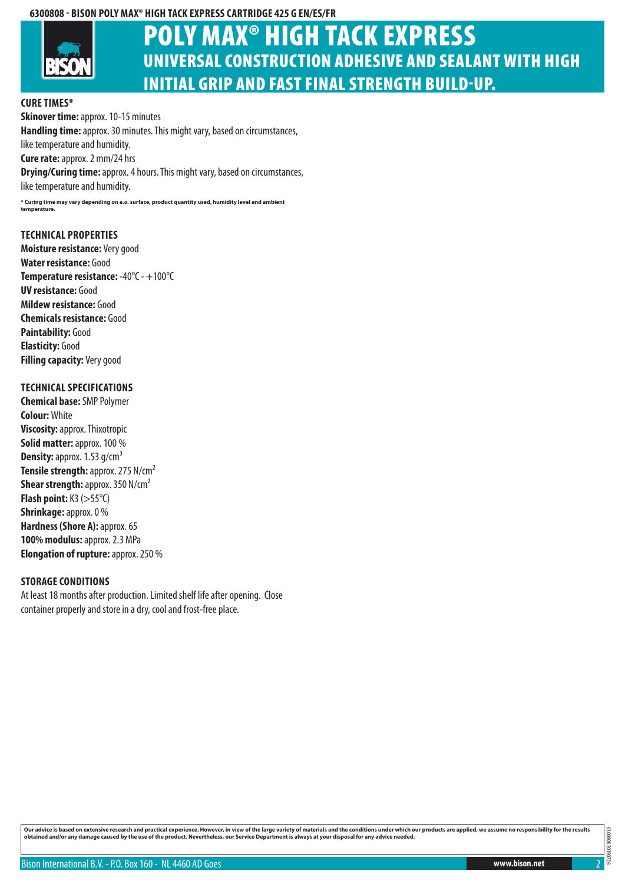# POLY MAX® HIGH TACK EXPRESS

## UNIVERSAL CONSTRUCTION ADHESIVE AND SEALANT WITH HIGH INITIAL GRIP AND FAST FINAL STRENGTH BUILD-UP.

### CURE TIMES*

**Skinover time:** approx. 10-15 minutes
**Handling time:** approx. 30 minutes. This might vary, based on circumstances, like temperature and humidity.
**Cure rate:** approx. 2 mm/24 hrs
**Drying/Curing time:** approx. 4 hours. This might vary, based on circumstances, like temperature and humidity.

**\* Curing time may vary depending on a.o. surface, product quantity used, humidity level and ambient temperature.**

### TECHNICAL PROPERTIES

**Moisture resistance:** Very good
**Water resistance:** Good
**Temperature resistance:** -40°C - +100°C
**UV resistance:** Good
**Mildew resistance:** Good
**Chemicals resistance:** Good
**Paintability:** Good
**Elasticity:** Good
**Filling capacity:** Very good

### TECHNICAL SPECIFICATIONS

**Chemical base:** SMP Polymer
**Colour:** White
**Viscosity:** approx. Thixotropic
**Solid matter:** approx. 100 %
**Density:** approx. 1.53 g/cm$^3$
**Tensile strength:** approx. 275 N/cm$^2$
**Shear strength:** approx. 350 N/cm$^2$
**Flash point:** K3 (>55°C)
**Shrinkage:** approx. 0 %
**Hardness (Shore A):** approx. 65
**100% modulus:** approx. 2.3 MPa
**Elongation of rupture:** approx. 250 %

### STORAGE CONDITIONS

At least 18 months after production. Limited shelf life after opening. Close container properly and store in a dry, cool and frost-free place.

**Our advice is based on extensive research and practical experience. However, in view of the large variety of materials and the conditions under which our products are applied, we assume no responsibility for the results obtained and/or any damage caused by the use of the product. Nevertheless, our Service Department is always at your disposal for any advice needed.**

Bison International B.V. - P.O. Box 160 - NL 4460 AD Goes

www.bison.net